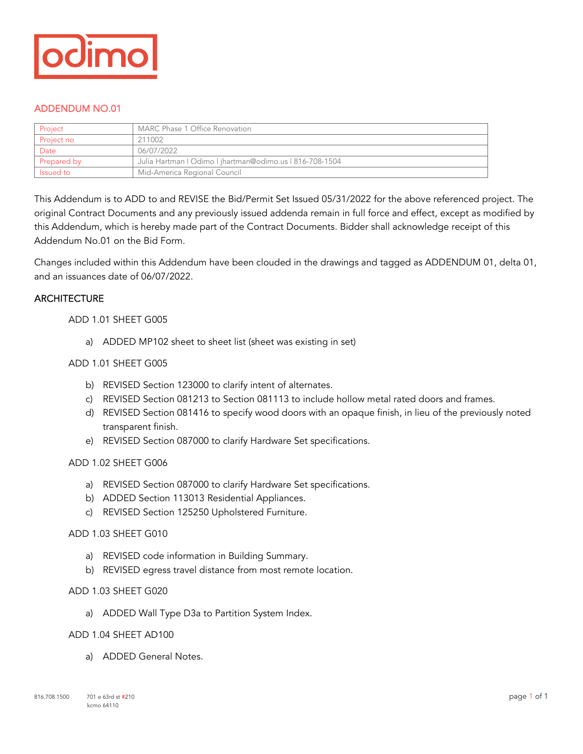odimo

## ADDENDUM NO.01

| Project | MARC Phase 1 Office Renovation |
| --- | --- |
| Project no | 211002 |
| Date | 06/07/2022 |
| Prepared by | Julia Hartman l Odimo l jhartman@odimo.us l 816-708-1504 |
| Issued to | Mid-America Regional Council |

This Addendum is to ADD to and REVISE the Bid/Permit Set Issued 05/31/2022 for the above referenced project. The original Contract Documents and any previously issued addenda remain in full force and effect, except as modified by this Addendum, which is hereby made part of the Contract Documents. Bidder shall acknowledge receipt of this Addendum No.01 on the Bid Form.

Changes included within this Addendum have been clouded in the drawings and tagged as ADDENDUM 01, delta 01, and an issuances date of 06/07/2022.

### ARCHITECTURE

ADD 1.01 SHEET G005

a) ADDED MP102 sheet to sheet list (sheet was existing in set)

ADD 1.01 SHEET G005

b) REVISED Section 123000 to clarify intent of alternates.
c) REVISED Section 081213 to Section 081113 to include hollow metal rated doors and frames.
d) REVISED Section 081416 to specify wood doors with an opaque finish, in lieu of the previously noted transparent finish.
e) REVISED Section 087000 to clarify Hardware Set specifications.

ADD 1.02 SHEET G006

a) REVISED Section 087000 to clarify Hardware Set specifications.
b) ADDED Section 113013 Residential Appliances.
c) REVISED Section 125250 Upholstered Furniture.

ADD 1.03 SHEET G010

a) REVISED code information in Building Summary.
b) REVISED egress travel distance from most remote location.

ADD 1.03 SHEET G020

a) ADDED Wall Type D3a to Partition System Index.

ADD 1.04 SHEET AD100

a) ADDED General Notes.

816.708.1500 701 e 63rd st #210 kcmo 64110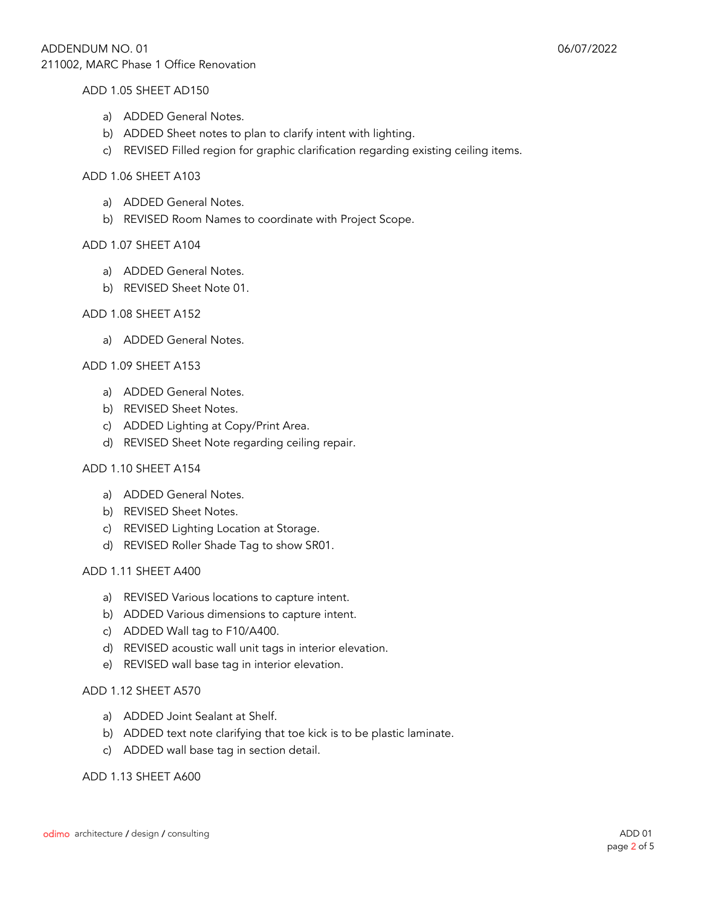ADD 1.05 SHEET AD150

a) ADDED General Notes.
b) ADDED Sheet notes to plan to clarify intent with lighting.
c) REVISED Filled region for graphic clarification regarding existing ceiling items.

ADD 1.06 SHEET A103

a) ADDED General Notes.
b) REVISED Room Names to coordinate with Project Scope.

ADD 1.07 SHEET A104

a) ADDED General Notes.
b) REVISED Sheet Note 01.

ADD 1.08 SHEET A152

a) ADDED General Notes.

ADD 1.09 SHEET A153

a) ADDED General Notes.
b) REVISED Sheet Notes.
c) ADDED Lighting at Copy/Print Area.
d) REVISED Sheet Note regarding ceiling repair.

ADD 1.10 SHEET A154

a) ADDED General Notes.
b) REVISED Sheet Notes.
c) REVISED Lighting Location at Storage.
d) REVISED Roller Shade Tag to show SR01.

ADD 1.11 SHEET A400

a) REVISED Various locations to capture intent.
b) ADDED Various dimensions to capture intent.
c) ADDED Wall tag to F10/A400.
d) REVISED acoustic wall unit tags in interior elevation.
e) REVISED wall base tag in interior elevation.

ADD 1.12 SHEET A570

a) ADDED Joint Sealant at Shelf.
b) ADDED text note clarifying that toe kick is to be plastic laminate.
c) ADDED wall base tag in section detail.

ADD 1.13 SHEET A600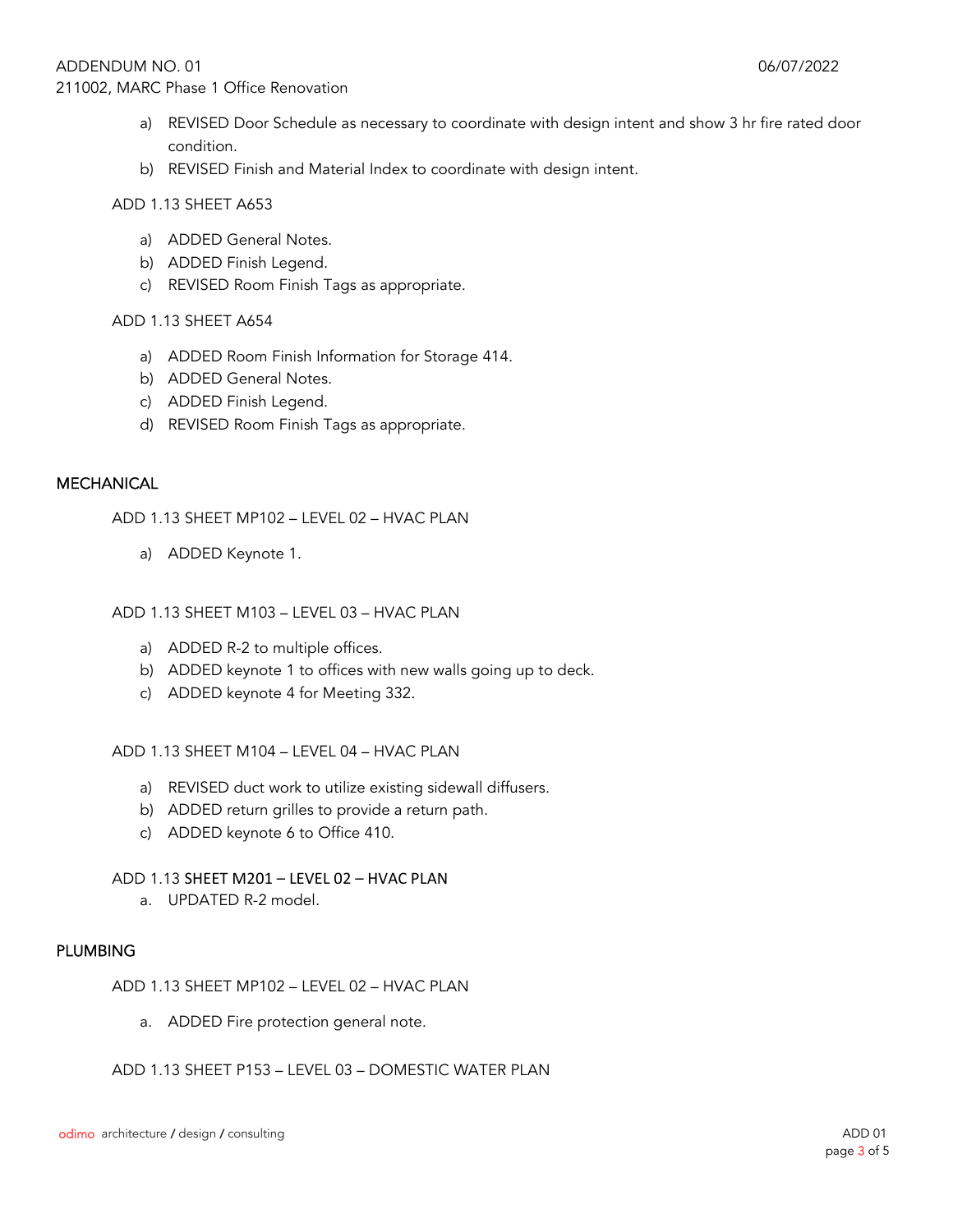a) REVISED Door Schedule as necessary to coordinate with design intent and show 3 hr fire rated door condition.
b) REVISED Finish and Material Index to coordinate with design intent.

ADD 1.13 SHEET A653

a) ADDED General Notes.
b) ADDED Finish Legend.
c) REVISED Room Finish Tags as appropriate.

ADD 1.13 SHEET A654

a) ADDED Room Finish Information for Storage 414.
b) ADDED General Notes.
c) ADDED Finish Legend.
d) REVISED Room Finish Tags as appropriate.

## MECHANICAL

ADD 1.13 SHEET MP102 – LEVEL 02 – HVAC PLAN

a) ADDED Keynote 1.

ADD 1.13 SHEET M103 – LEVEL 03 – HVAC PLAN

a) ADDED R-2 to multiple offices.
b) ADDED keynote 1 to offices with new walls going up to deck.
c) ADDED keynote 4 for Meeting 332.

ADD 1.13 SHEET M104 – LEVEL 04 – HVAC PLAN

a) REVISED duct work to utilize existing sidewall diffusers.
b) ADDED return grilles to provide a return path.
c) ADDED keynote 6 to Office 410.

ADD 1.13 SHEET M201 – LEVEL 02 – HVAC PLAN

a. UPDATED R-2 model.

## PLUMBING

ADD 1.13 SHEET MP102 – LEVEL 02 – HVAC PLAN

a. ADDED Fire protection general note.

ADD 1.13 SHEET P153 – LEVEL 03 – DOMESTIC WATER PLAN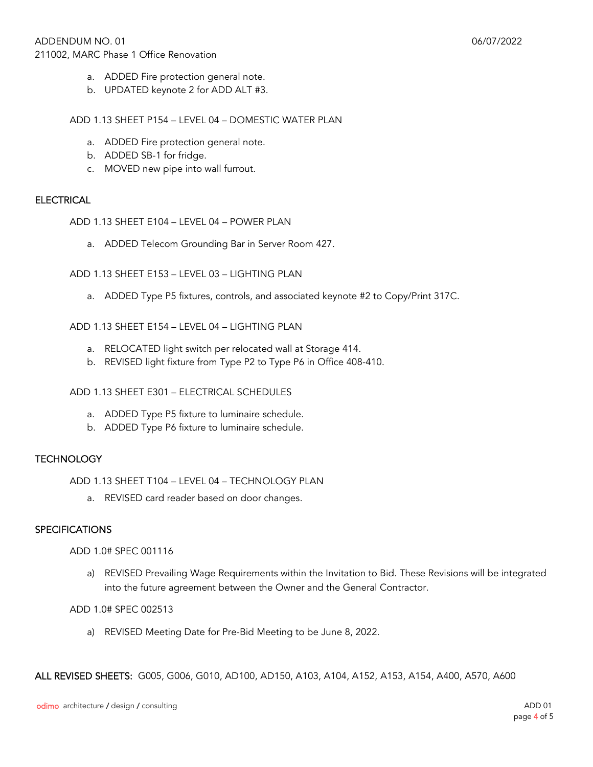a. ADDED Fire protection general note.
b. UPDATED keynote 2 for ADD ALT #3.

ADD 1.13 SHEET P154 – LEVEL 04 – DOMESTIC WATER PLAN

a. ADDED Fire protection general note.
b. ADDED SB-1 for fridge.
c. MOVED new pipe into wall furrout.

## ELECTRICAL

ADD 1.13 SHEET E104 – LEVEL 04 – POWER PLAN

a. ADDED Telecom Grounding Bar in Server Room 427.

ADD 1.13 SHEET E153 – LEVEL 03 – LIGHTING PLAN

a. ADDED Type P5 fixtures, controls, and associated keynote #2 to Copy/Print 317C.

ADD 1.13 SHEET E154 – LEVEL 04 – LIGHTING PLAN

a. RELOCATED light switch per relocated wall at Storage 414.
b. REVISED light fixture from Type P2 to Type P6 in Office 408-410.

ADD 1.13 SHEET E301 – ELECTRICAL SCHEDULES

a. ADDED Type P5 fixture to luminaire schedule.
b. ADDED Type P6 fixture to luminaire schedule.

## TECHNOLOGY

ADD 1.13 SHEET T104 – LEVEL 04 – TECHNOLOGY PLAN

a. REVISED card reader based on door changes.

## SPECIFICATIONS

ADD 1.0# SPEC 001116

a) REVISED Prevailing Wage Requirements within the Invitation to Bid. These Revisions will be integrated into the future agreement between the Owner and the General Contractor.

ADD 1.0# SPEC 002513

a) REVISED Meeting Date for Pre-Bid Meeting to be June 8, 2022.

**ALL REVISED SHEETS:** G005, G006, G010, AD100, AD150, A103, A104, A152, A153, A154, A400, A570, A600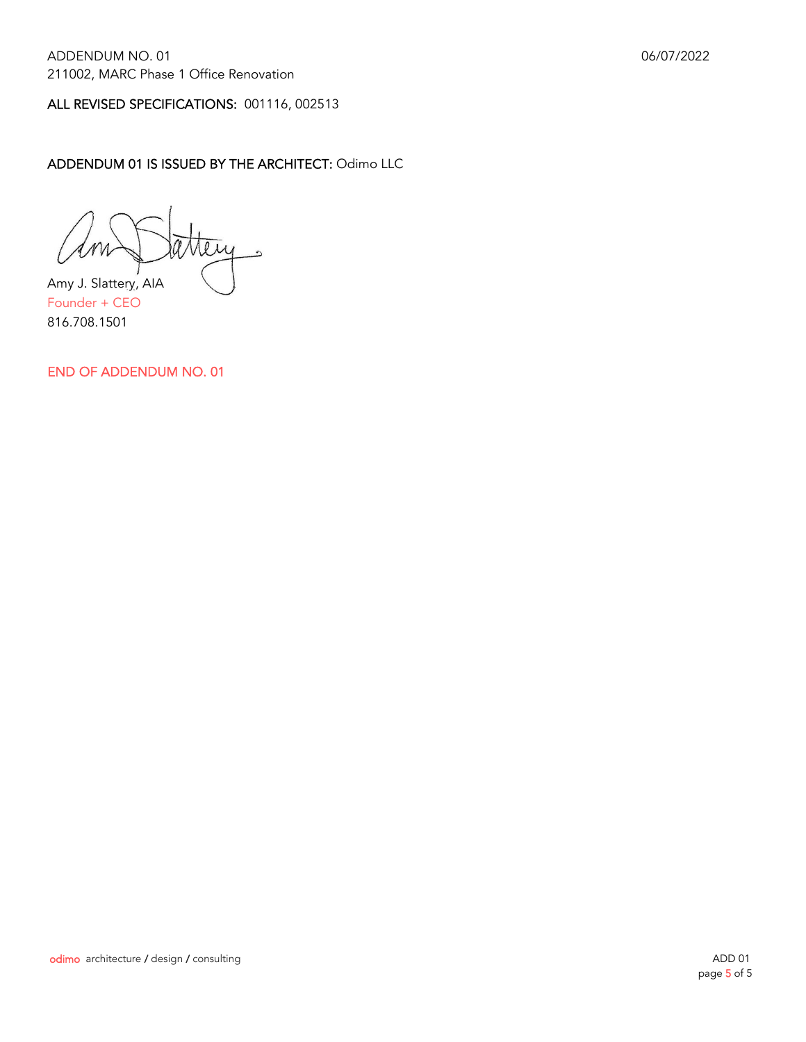ADDENDUM NO. 01
211002, MARC Phase 1 Office Renovation

06/07/2022

**ALL REVISED SPECIFICATIONS:** 001116, 002513

**ADDENDUM 01 IS ISSUED BY THE ARCHITECT:** Odimo LLC

Amy J. Slattery, AIA
Founder + CEO
816.708.1501

END OF ADDENDUM NO. 01